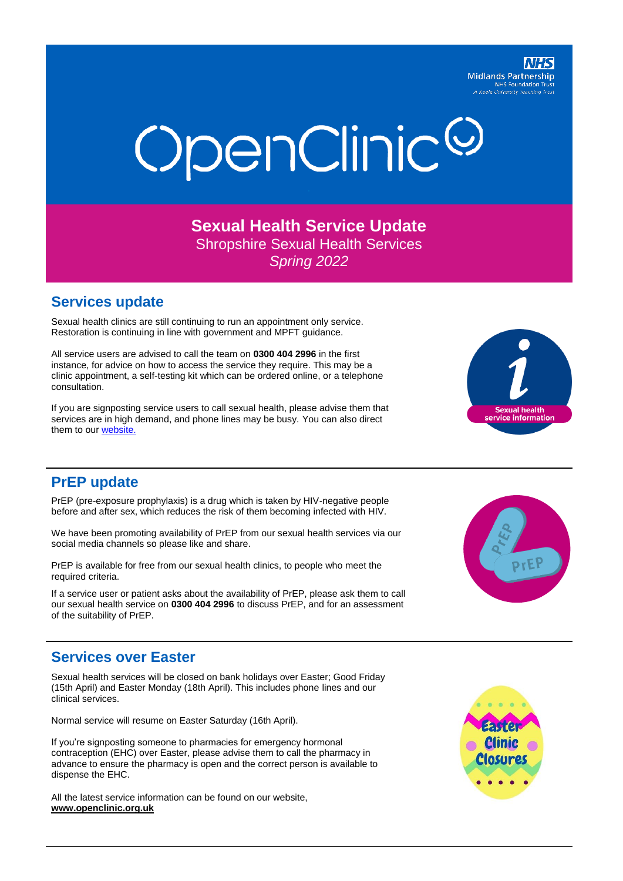NHS Midlands Partnership NHS Foundation Trust

A Keele University Teaching Trust

# OpenClinic

**Sexual Health Service Update**

Shropshire Sexual Health Services

*Spring 2022*

## Services update

Sexual health clinics are still continuing to run an appointment only service. Restoration is continuing in line with government and MPFT guidance.

All service users are advised to call the team on **0300 404 2996** in the first instance, for advice on how to access the service they require. This may be a clinic appointment, a self-testing kit which can be ordered online, or a telephone consultation.

If you are signposting service users to call sexual health, please advise them that services are in high demand, and phone lines may be busy. You can also direct them to our website.

## PrEP update

PrEP (pre-exposure prophylaxis) is a drug which is taken by HIV-negative people before and after sex, which reduces the risk of them becoming infected with HIV.

We have been promoting availability of PrEP from our sexual health services via our social media channels so please like and share.

PrEP is available for free from our sexual health clinics, to people who meet the required criteria.

If a service user or patient asks about the availability of PrEP, please ask them to call our sexual health service on **0300 404 2996** to discuss PrEP, and for an assessment of the suitability of PrEP.

## Services over Easter

Sexual health services will be closed on bank holidays over Easter; Good Friday (15th April) and Easter Monday (18th April). This includes phone lines and our clinical services.

Normal service will resume on Easter Saturday (16th April).

If you're signposting someone to pharmacies for emergency hormonal contraception (EHC) over Easter, please advise them to call the pharmacy in advance to ensure the pharmacy is open and the correct person is available to dispense the EHC.

All the latest service information can be found on our website, **www.openclinic.org.uk**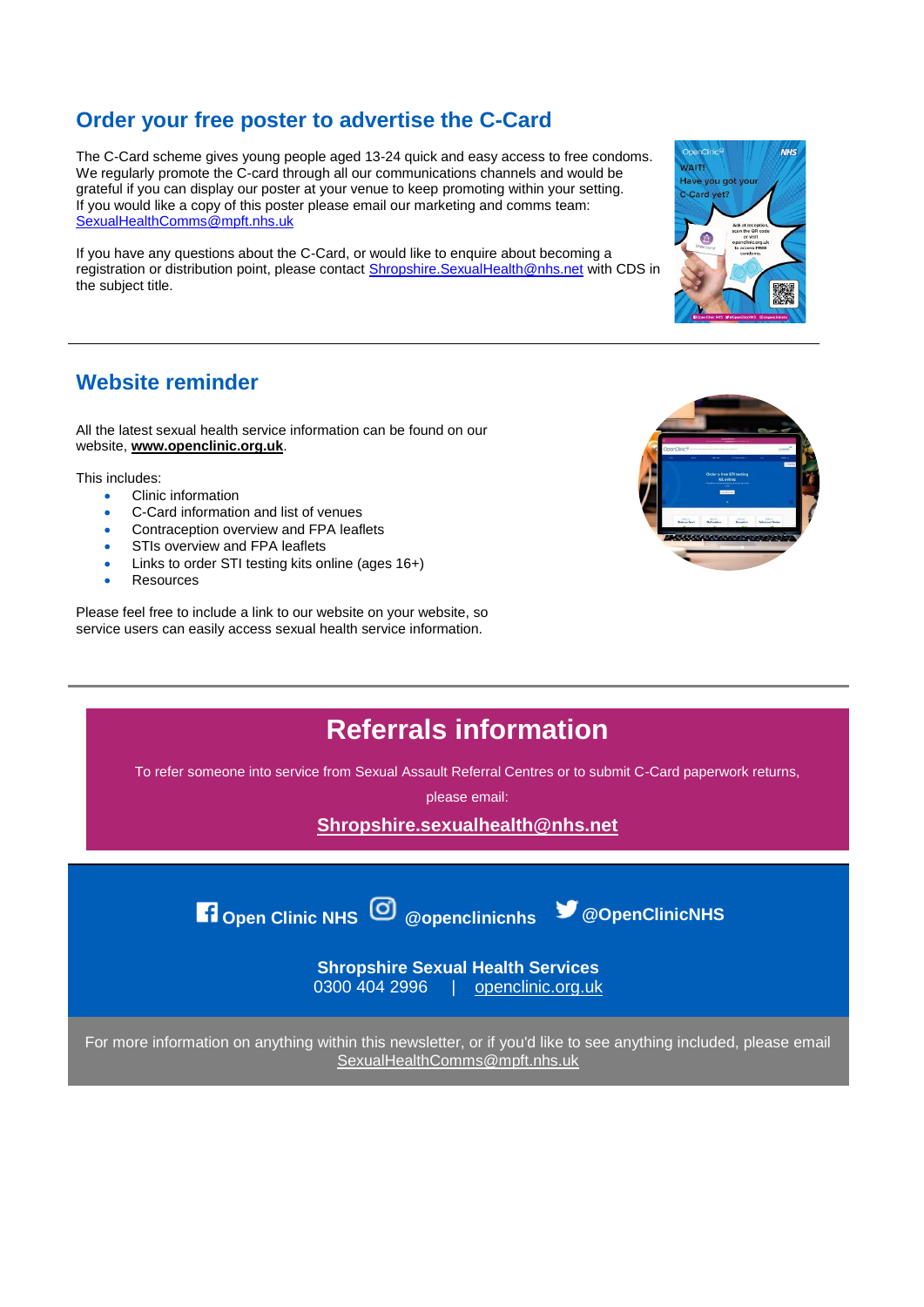## Order your free poster to advertise the C-Card

The C-Card scheme gives young people aged 13-24 quick and easy access to free condoms. We regularly promote the C-card through all our communications channels and would be grateful if you can display our poster at your venue to keep promoting within your setting. If you would like a copy of this poster please email our marketing and comms team: SexualHealthComms@mpft.nhs.uk

If you have any questions about the C-Card, or would like to enquire about becoming a registration or distribution point, please contact Shropshire.SexualHealth@nhs.net with CDS in the subject title.

---

## Website reminder

All the latest sexual health service information can be found on our website, **www.openclinic.org.uk**.

This includes:

- Clinic information
- C-Card information and list of venues
- Contraception overview and FPA leaflets
- STIs overview and FPA leaflets
- Links to order STI testing kits online (ages 16+)
- Resources

Please feel free to include a link to our website on your website, so service users can easily access sexual health service information.

---

## Referrals information

To refer someone into service from Sexual Assault Referral Centres or to submit C-Card paperwork returns, please email:

**Shropshire.sexualhealth@nhs.net**

**Open Clinic NHS** **@openclinicnhs** **@OpenClinicNHS**

**Shropshire Sexual Health Services**
0300 404 2996 | openclinic.org.uk

For more information on anything within this newsletter, or if you'd like to see anything included, please email SexualHealthComms@mpft.nhs.uk